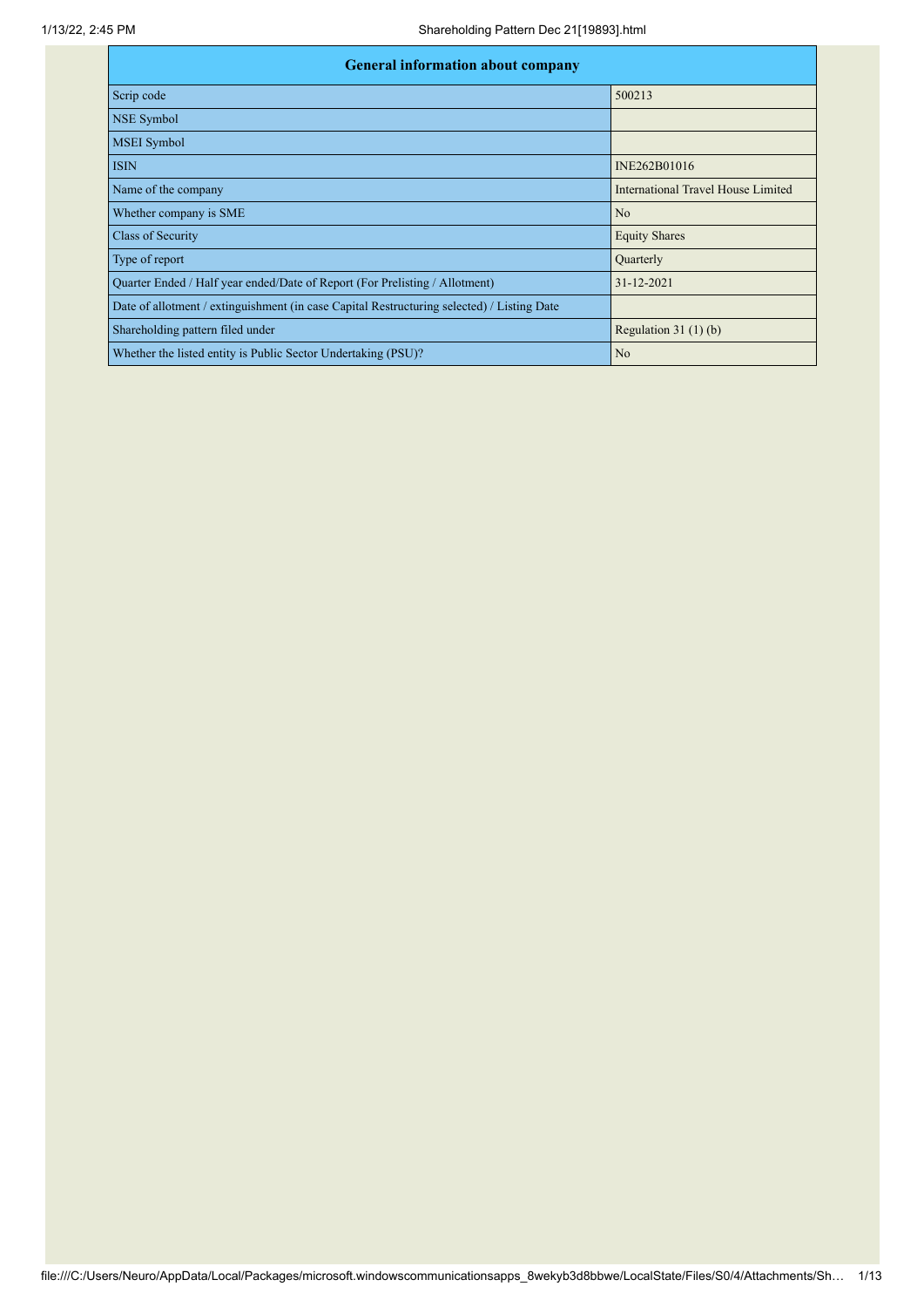| General information about company | |
|---|---|
| Scrip code | 500213 |
| NSE Symbol | |
| MSEI Symbol | |
| ISIN | INE262B01016 |
| Name of the company | International Travel House Limited |
| Whether company is SME | No |
| Class of Security | Equity Shares |
| Type of report | Quarterly |
| Quarter Ended / Half year ended/Date of Report (For Prelisting / Allotment) | 31-12-2021 |
| Date of allotment / extinguishment (in case Capital Restructuring selected) / Listing Date | |
| Shareholding pattern filed under | Regulation 31 (1) (b) |
| Whether the listed entity is Public Sector Undertaking (PSU)? | No |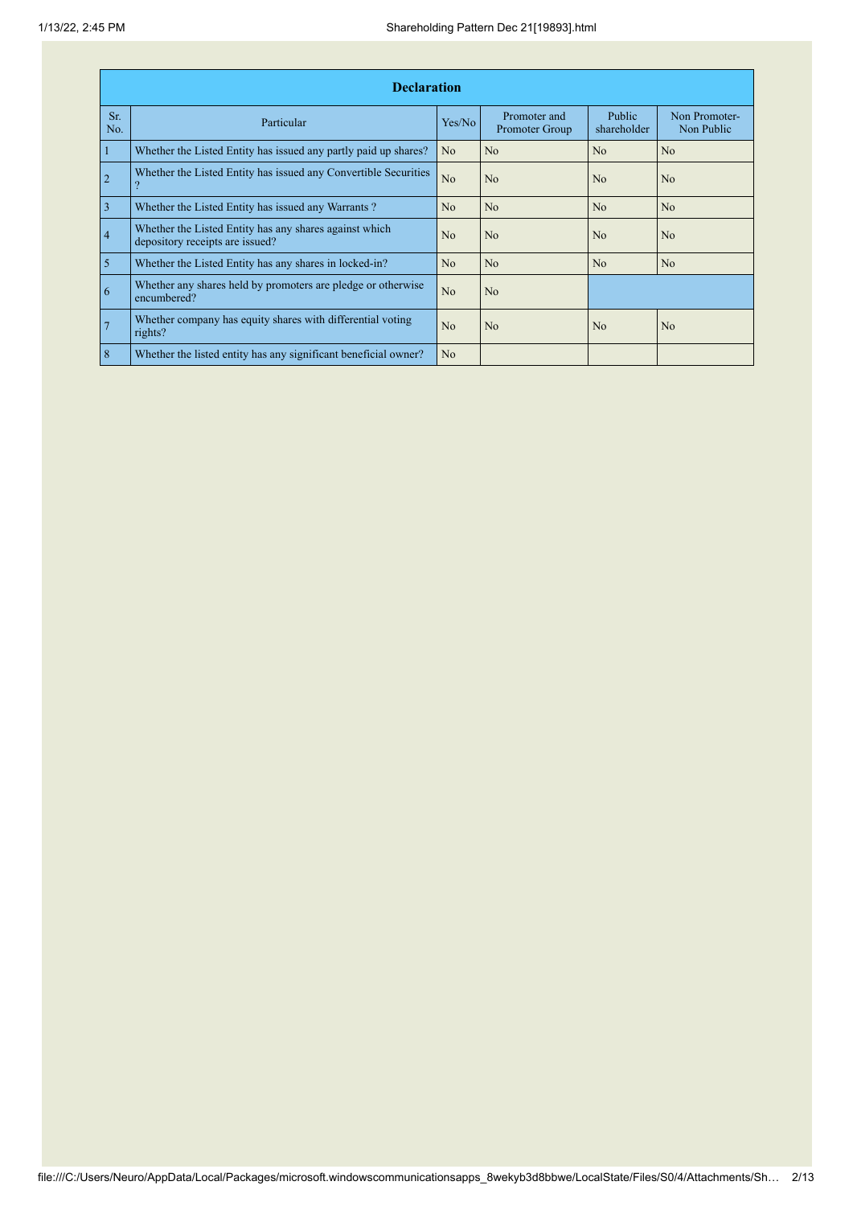| Declaration | | | | | |
|---|---|---|---|---|---|
| Sr. No. | Particular | Yes/No | Promoter and Promoter Group | Public shareholder | Non Promoter- Non Public |
| 1 | Whether the Listed Entity has issued any partly paid up shares? | No | No | No | No |
| 2 | Whether the Listed Entity has issued any Convertible Securities ? | No | No | No | No |
| 3 | Whether the Listed Entity has issued any Warrants ? | No | No | No | No |
| 4 | Whether the Listed Entity has any shares against which depository receipts are issued? | No | No | No | No |
| 5 | Whether the Listed Entity has any shares in locked-in? | No | No | No | No |
| 6 | Whether any shares held by promoters are pledge or otherwise encumbered? | No | No | | |
| 7 | Whether company has equity shares with differential voting rights? | No | No | No | No |
| 8 | Whether the listed entity has any significant beneficial owner? | No | | | |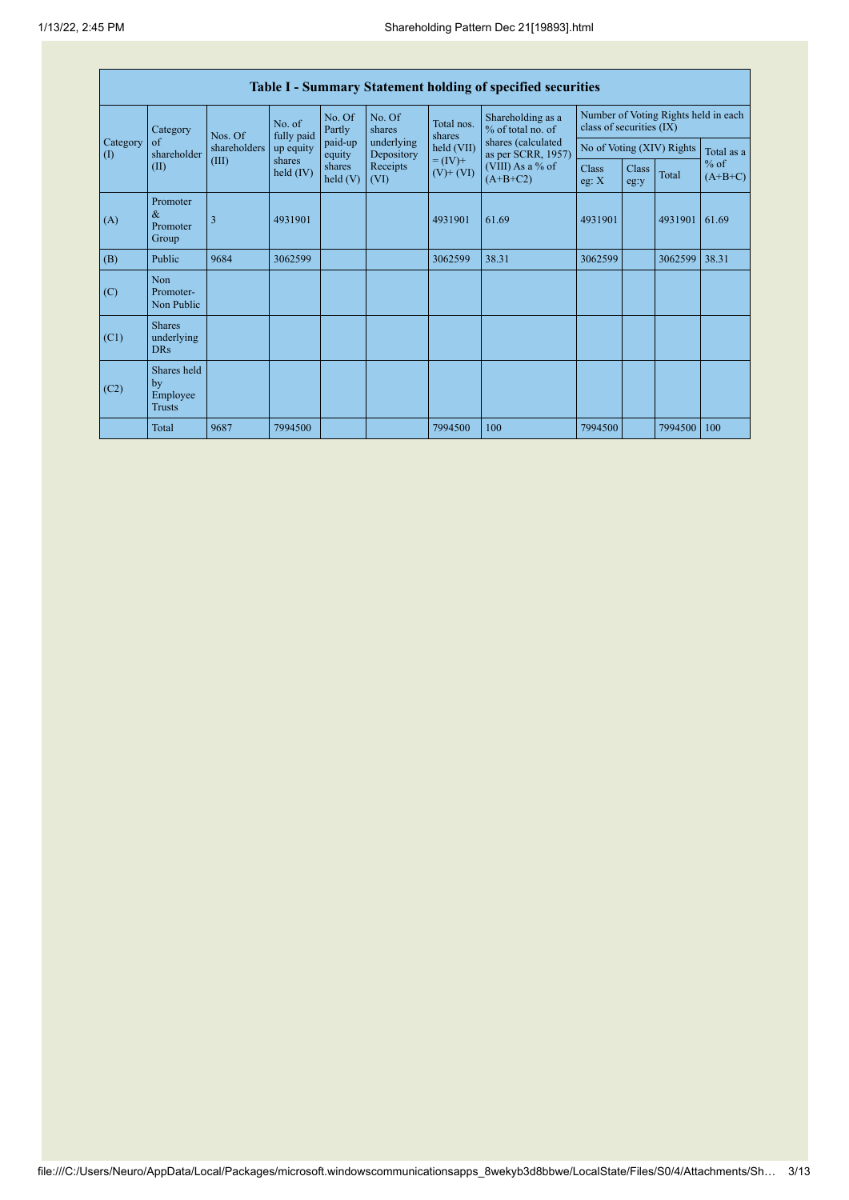# Table I - Summary Statement holding of specified securities

| Category (I) | Category of shareholder (II) | Nos. Of shareholders (III) | No. of fully paid up equity shares held (IV) | No. Of Partly paid-up equity shares held (V) | No. Of shares underlying Depository Receipts (VI) | Total nos. shares held (VII) = (IV)+ (V)+ (VI) | Shareholding as a % of total no. of shares (calculated as per SCRR, 1957) (VIII) As a % of (A+B+C2) | Number of Voting Rights held in each class of securities (IX) | | | |
|---|---|---|---|---|---|---|---|---|---|---|---|
| | | | | | | | | No of Voting (XIV) Rights | | | Total as a % of (A+B+C) |
| | | | | | | | | Class eg: X | Class eg:y | Total | |
| (A) | Promoter & Promoter Group | 3 | 4931901 | | | 4931901 | 61.69 | 4931901 | | 4931901 | 61.69 |
| (B) | Public | 9684 | 3062599 | | | 3062599 | 38.31 | 3062599 | | 3062599 | 38.31 |
| (C) | Non Promoter- Non Public | | | | | | | | | | |
| (C1) | Shares underlying DRs | | | | | | | | | | |
| (C2) | Shares held by Employee Trusts | | | | | | | | | | |
| | Total | 9687 | 7994500 | | | 7994500 | 100 | 7994500 | | 7994500 | 100 |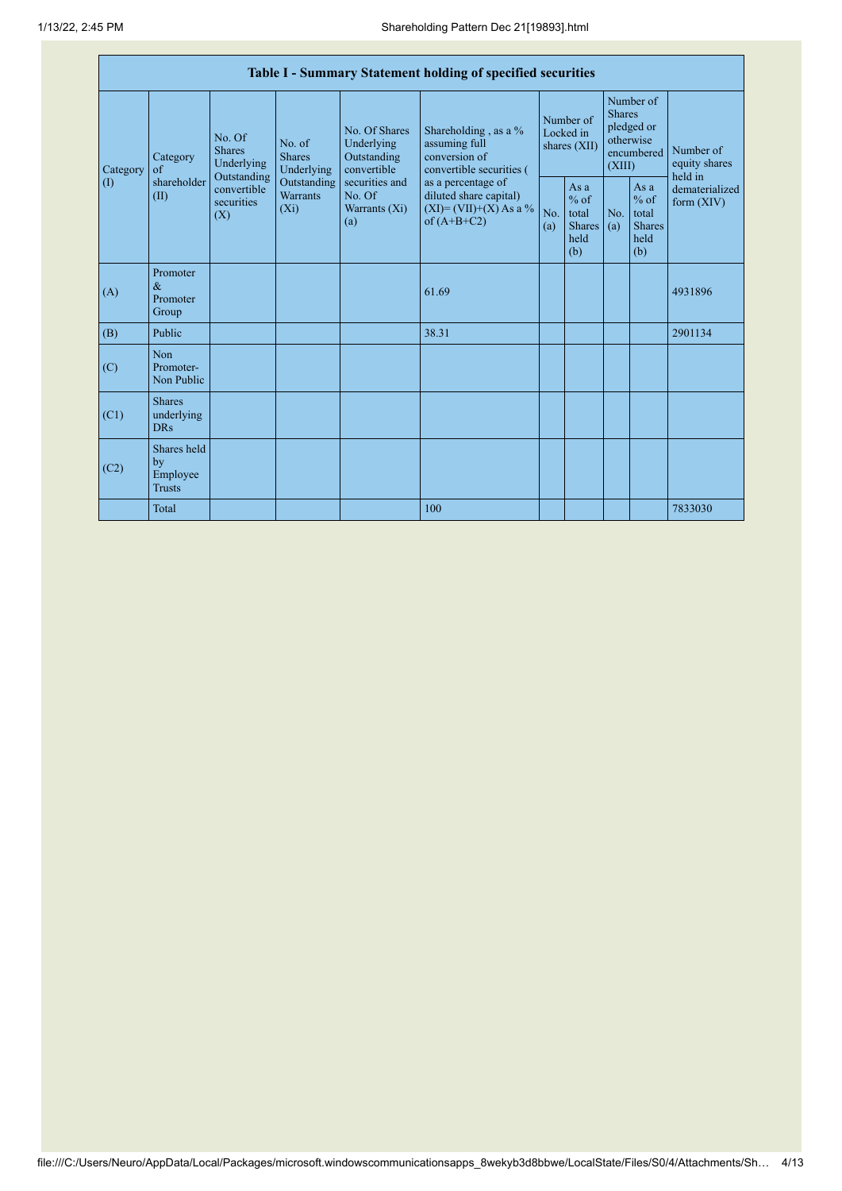| Table I - Summary Statement holding of specified securities | | | | | | | | | | | |
|---|---|---|---|---|---|---|---|---|---|---|---|
| Category (I) | Category of shareholder (II) | No. Of Shares Underlying Outstanding convertible securities (X) | No. of Shares Underlying Outstanding Warrants (Xi) | No. Of Shares Underlying Outstanding convertible securities and No. Of Warrants (Xi) (a) | Shareholding , as a % assuming full conversion of convertible securities ( as a percentage of diluted share capital) (XI)= (VII)+(X) As a % of (A+B+C2) | Number of Locked in shares (XII) | | Number of Shares pledged or otherwise encumbered (XIII) | | Number of equity shares held in dematerialized form (XIV) |
| | | | | | | No. (a) | As a % of total Shares held (b) | No. (a) | As a % of total Shares held (b) | |
| (A) | Promoter & Promoter Group | | | | 61.69 | | | | | 4931896 |
| (B) | Public | | | | 38.31 | | | | | 2901134 |
| (C) | Non Promoter- Non Public | | | | | | | | | |
| (C1) | Shares underlying DRs | | | | | | | | | |
| (C2) | Shares held by Employee Trusts | | | | | | | | | |
| | Total | | | | 100 | | | | | 7833030 |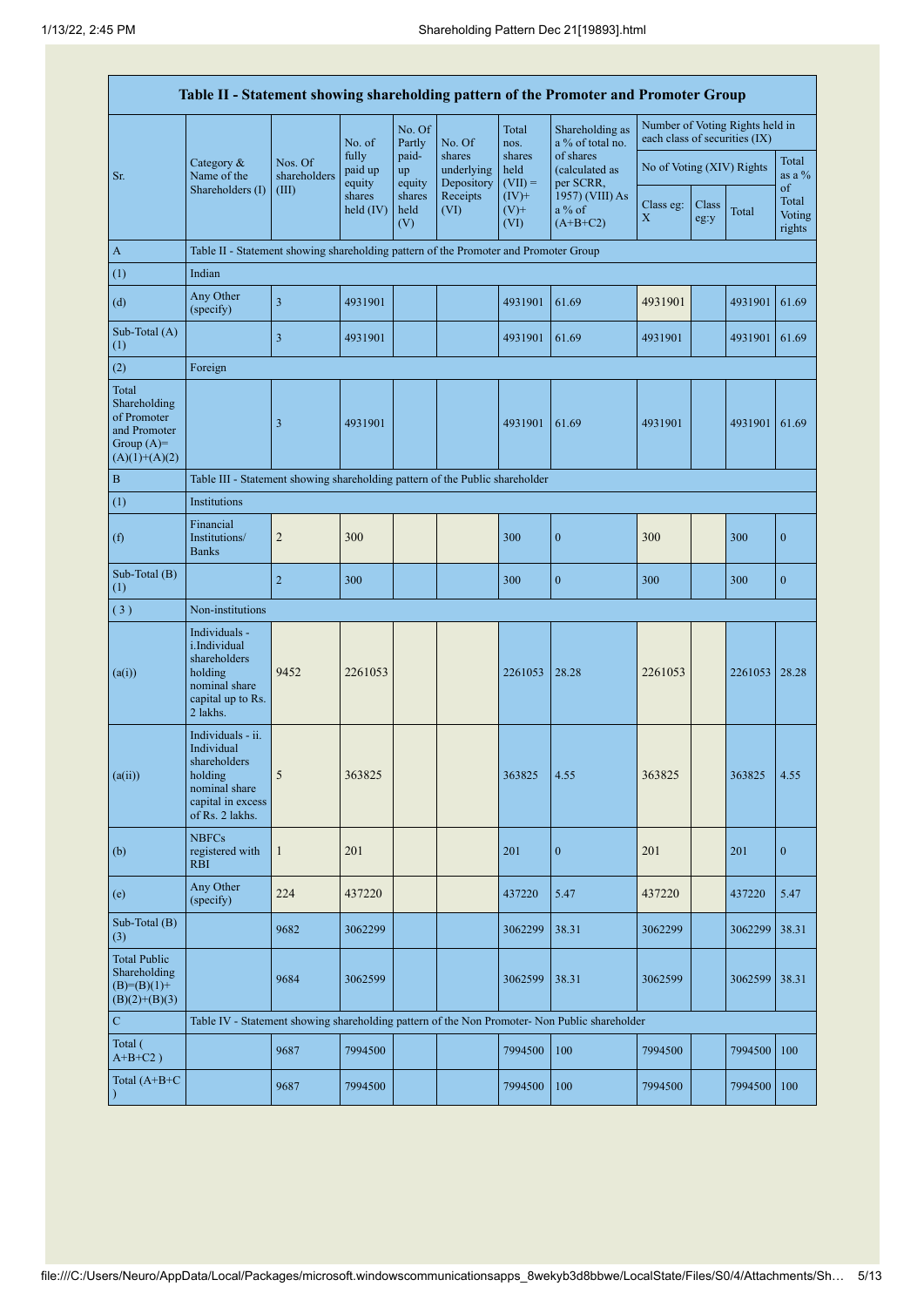| Table II - Statement showing shareholding pattern of the Promoter and Promoter Group | | | | | | | | | | | |
|---|---|---|---|---|---|---|---|---|---|---|---|
| Sr. | Category & Name of the Shareholders (I) | Nos. Of shareholders (III) | No. of fully paid up equity shares held (IV) | No. Of Partly paid-up equity shares held (V) | No. Of shares underlying Depository Receipts (VI) | Total nos. shares held (VII) = (IV)+ (V)+ (VI) | Shareholding as a % of total no. of shares (calculated as per SCRR, 1957) (VIII) As a % of (A+B+C2) | Number of Voting Rights held in each class of securities (IX) | | | |
| | | | | | | | | No of Voting (XIV) Rights | | | Total as a % of Total Voting rights |
| | | | | | | | | Class eg: X | Class eg:y | Total | |
| A | Table II - Statement showing shareholding pattern of the Promoter and Promoter Group | | | | | | | | | | |
| (1) | Indian | | | | | | | | | | |
| (d) | Any Other (specify) | 3 | 4931901 | | | 4931901 | 61.69 | 4931901 | | 4931901 | 61.69 |
| Sub-Total (A)(1) | | 3 | 4931901 | | | 4931901 | 61.69 | 4931901 | | 4931901 | 61.69 |
| (2) | Foreign | | | | | | | | | | |
| Total Shareholding of Promoter and Promoter Group (A)=(A)(1)+(A)(2) | | 3 | 4931901 | | | 4931901 | 61.69 | 4931901 | | 4931901 | 61.69 |
| B | Table III - Statement showing shareholding pattern of the Public shareholder | | | | | | | | | | |
| (1) | Institutions | | | | | | | | | | |
| (f) | Financial Institutions/ Banks | 2 | 300 | | | 300 | 0 | 300 | | 300 | 0 |
| Sub-Total (B)(1) | | 2 | 300 | | | 300 | 0 | 300 | | 300 | 0 |
| (3) | Non-institutions | | | | | | | | | | |
| (a(i)) | Individuals - i.Individual shareholders holding nominal share capital up to Rs. 2 lakhs. | 9452 | 2261053 | | | 2261053 | 28.28 | 2261053 | | 2261053 | 28.28 |
| (a(ii)) | Individuals - ii. Individual shareholders holding nominal share capital in excess of Rs. 2 lakhs. | 5 | 363825 | | | 363825 | 4.55 | 363825 | | 363825 | 4.55 |
| (b) | NBFCs registered with RBI | 1 | 201 | | | 201 | 0 | 201 | | 201 | 0 |
| (e) | Any Other (specify) | 224 | 437220 | | | 437220 | 5.47 | 437220 | | 437220 | 5.47 |
| Sub-Total (B)(3) | | 9682 | 3062299 | | | 3062299 | 38.31 | 3062299 | | 3062299 | 38.31 |
| Total Public Shareholding (B)=(B)(1)+(B)(2)+(B)(3) | | 9684 | 3062599 | | | 3062599 | 38.31 | 3062599 | | 3062599 | 38.31 |
| C | Table IV - Statement showing shareholding pattern of the Non Promoter- Non Public shareholder | | | | | | | | | | |
| Total ( A+B+C2 ) | | 9687 | 7994500 | | | 7994500 | 100 | 7994500 | | 7994500 | 100 |
| Total (A+B+C ) | | 9687 | 7994500 | | | 7994500 | 100 | 7994500 | | 7994500 | 100 |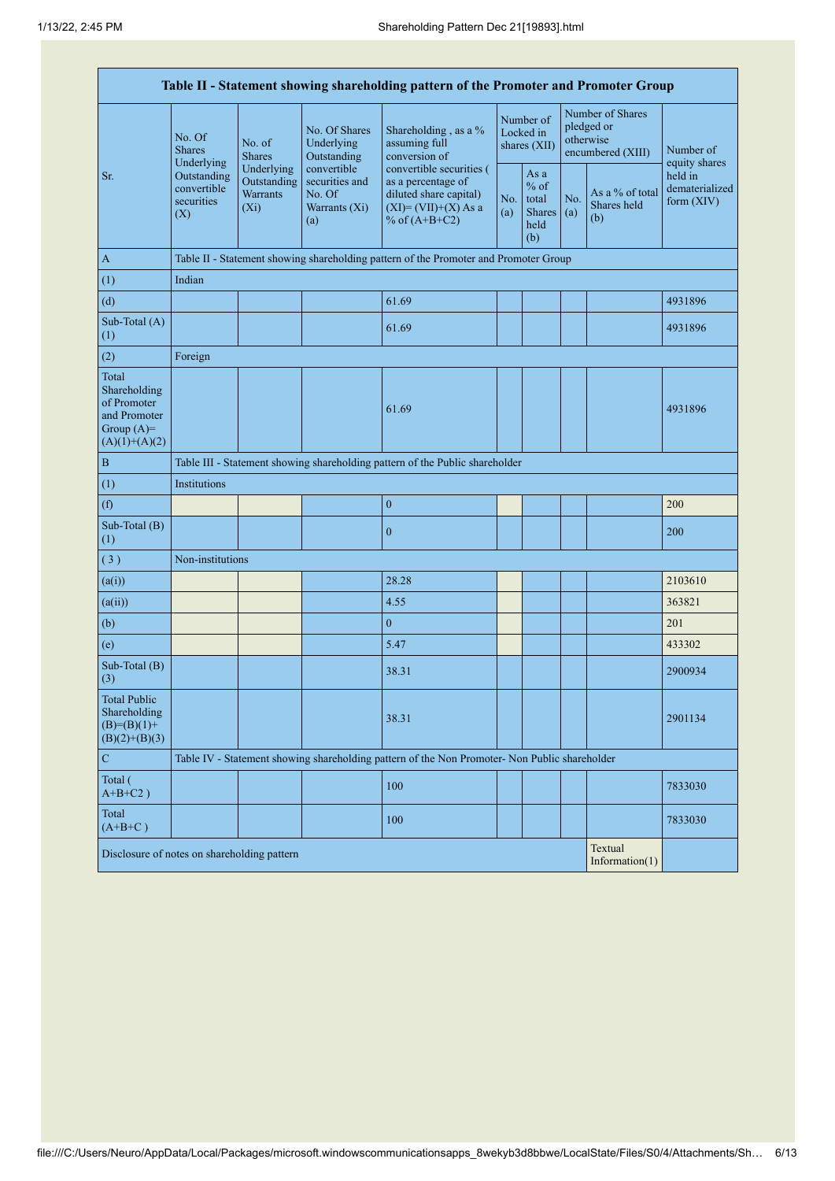| Table II - Statement showing shareholding pattern of the Promoter and Promoter Group | | | | | | | | | |
|---|---|---|---|---|---|---|---|---|---|
| Sr. | No. Of Shares Underlying Outstanding convertible securities (X) | No. of Shares Underlying Outstanding Warrants (Xi) | No. Of Shares Underlying Outstanding convertible securities and No. Of Warrants (Xi) (a) | Shareholding , as a % assuming full conversion of convertible securities ( as a percentage of diluted share capital) (XI)= (VII)+(X) As a % of (A+B+C2) | Number of Locked in shares (XII) | | Number of Shares pledged or otherwise encumbered (XIII) | | Number of equity shares held in dematerialized form (XIV) |
| | | | | | No. (a) | As a % of total Shares held (b) | No. (a) | As a % of total Shares held (b) | |
| A | Table II - Statement showing shareholding pattern of the Promoter and Promoter Group | | | | | | | | |
| (1) | Indian | | | | | | | | |
| (d) | | | | 61.69 | | | | | 4931896 |
| Sub-Total (A) (1) | | | | 61.69 | | | | | 4931896 |
| (2) | Foreign | | | | | | | | |
| Total Shareholding of Promoter and Promoter Group (A)= (A)(1)+(A)(2) | | | | 61.69 | | | | | 4931896 |
| B | Table III - Statement showing shareholding pattern of the Public shareholder | | | | | | | | |
| (1) | Institutions | | | | | | | | |
| (f) | | | | 0 | | | | | 200 |
| Sub-Total (B) (1) | | | | 0 | | | | | 200 |
| ( 3 ) | Non-institutions | | | | | | | | |
| (a(i)) | | | | 28.28 | | | | | 2103610 |
| (a(ii)) | | | | 4.55 | | | | | 363821 |
| (b) | | | | 0 | | | | | 201 |
| (e) | | | | 5.47 | | | | | 433302 |
| Sub-Total (B) (3) | | | | 38.31 | | | | | 2900934 |
| Total Public Shareholding (B)=(B)(1)+(B)(2)+(B)(3) | | | | 38.31 | | | | | 2901134 |
| C | Table IV - Statement showing shareholding pattern of the Non Promoter- Non Public shareholder | | | | | | | | |
| Total ( A+B+C2 ) | | | | 100 | | | | | 7833030 |
| Total (A+B+C ) | | | | 100 | | | | | 7833030 |
| Disclosure of notes on shareholding pattern | | | | | | | | Textual Information(1) | |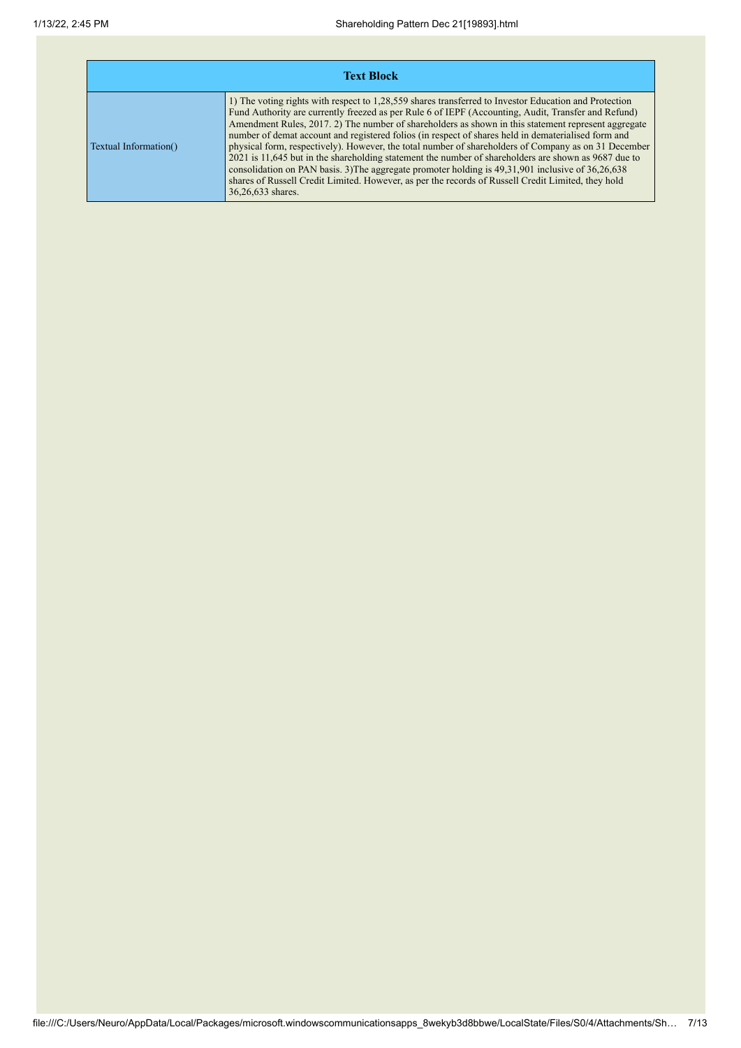| Text Block | |
| --- | --- |
| Textual Information() | 1) The voting rights with respect to 1,28,559 shares transferred to Investor Education and Protection Fund Authority are currently freezed as per Rule 6 of IEPF (Accounting, Audit, Transfer and Refund) Amendment Rules, 2017. 2) The number of shareholders as shown in this statement represent aggregate number of demat account and registered folios (in respect of shares held in dematerialised form and physical form, respectively). However, the total number of shareholders of Company as on 31 December 2021 is 11,645 but in the shareholding statement the number of shareholders are shown as 9687 due to consolidation on PAN basis. 3)The aggregate promoter holding is 49,31,901 inclusive of 36,26,638 shares of Russell Credit Limited. However, as per the records of Russell Credit Limited, they hold 36,26,633 shares. |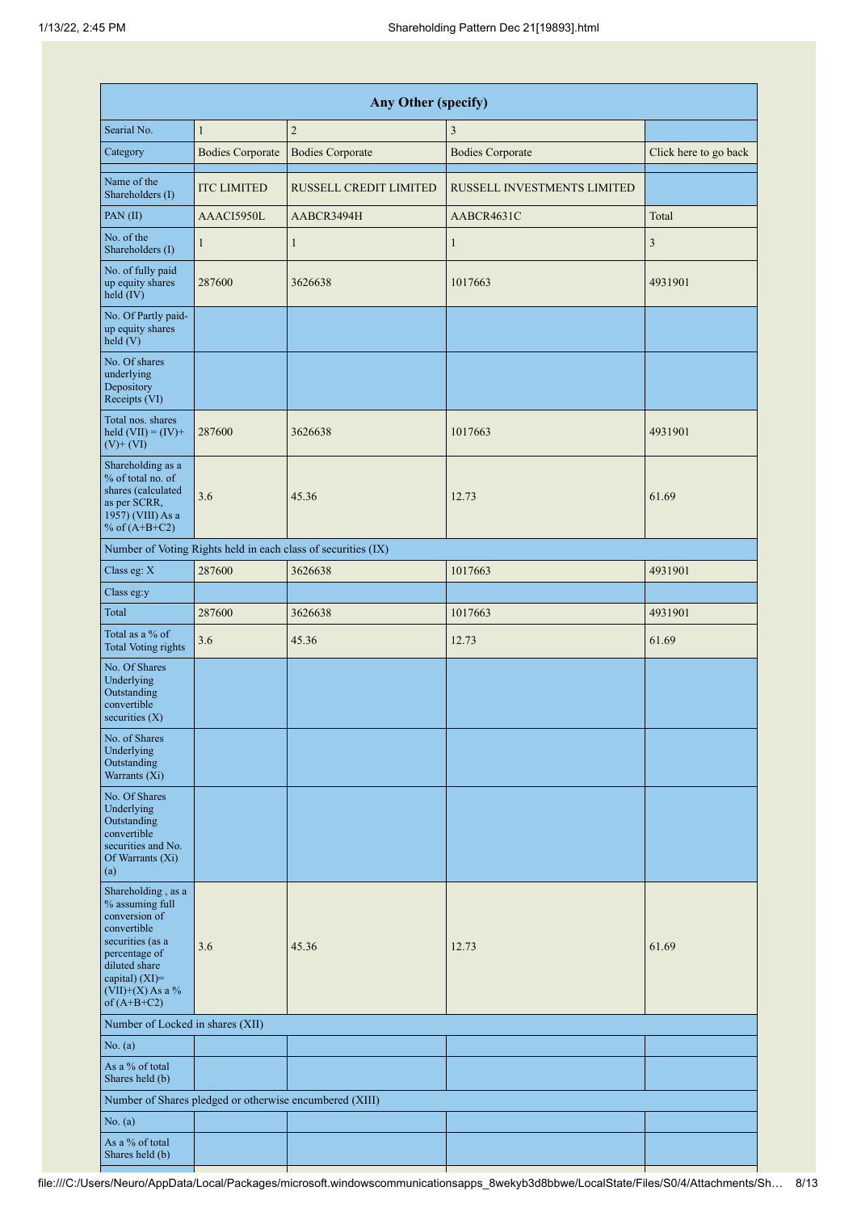| Any Other (specify) | | | | |
|---|---|---|---|---|
| Searial No. | 1 | 2 | 3 | |
| Category | Bodies Corporate | Bodies Corporate | Bodies Corporate | Click here to go back |
| | | | | |
| Name of the Shareholders (I) | ITC LIMITED | RUSSELL CREDIT LIMITED | RUSSELL INVESTMENTS LIMITED | |
| PAN (II) | AAACI5950L | AABCR3494H | AABCR4631C | Total |
| No. of the Shareholders (I) | 1 | 1 | 1 | 3 |
| No. of fully paid up equity shares held (IV) | 287600 | 3626638 | 1017663 | 4931901 |
| No. Of Partly paid-up equity shares held (V) | | | | |
| No. Of shares underlying Depository Receipts (VI) | | | | |
| Total nos. shares held (VII) = (IV)+(V)+ (VI) | 287600 | 3626638 | 1017663 | 4931901 |
| Shareholding as a % of total no. of shares (calculated as per SCRR, 1957) (VIII) As a % of (A+B+C2) | 3.6 | 45.36 | 12.73 | 61.69 |
| Number of Voting Rights held in each class of securities (IX) | | | | |
| Class eg: X | 287600 | 3626638 | 1017663 | 4931901 |
| Class eg:y | | | | |
| Total | 287600 | 3626638 | 1017663 | 4931901 |
| Total as a % of Total Voting rights | 3.6 | 45.36 | 12.73 | 61.69 |
| No. Of Shares Underlying Outstanding convertible securities (X) | | | | |
| No. of Shares Underlying Outstanding Warrants (Xi) | | | | |
| No. Of Shares Underlying Outstanding convertible securities and No. Of Warrants (Xi) (a) | | | | |
| Shareholding , as a % assuming full conversion of convertible securities (as a percentage of diluted share capital) (XI)= (VII)+(X) As a % of (A+B+C2) | 3.6 | 45.36 | 12.73 | 61.69 |
| Number of Locked in shares (XII) | | | | |
| No. (a) | | | | |
| As a % of total Shares held (b) | | | | |
| Number of Shares pledged or otherwise encumbered (XIII) | | | | |
| No. (a) | | | | |
| As a % of total Shares held (b) | | | | |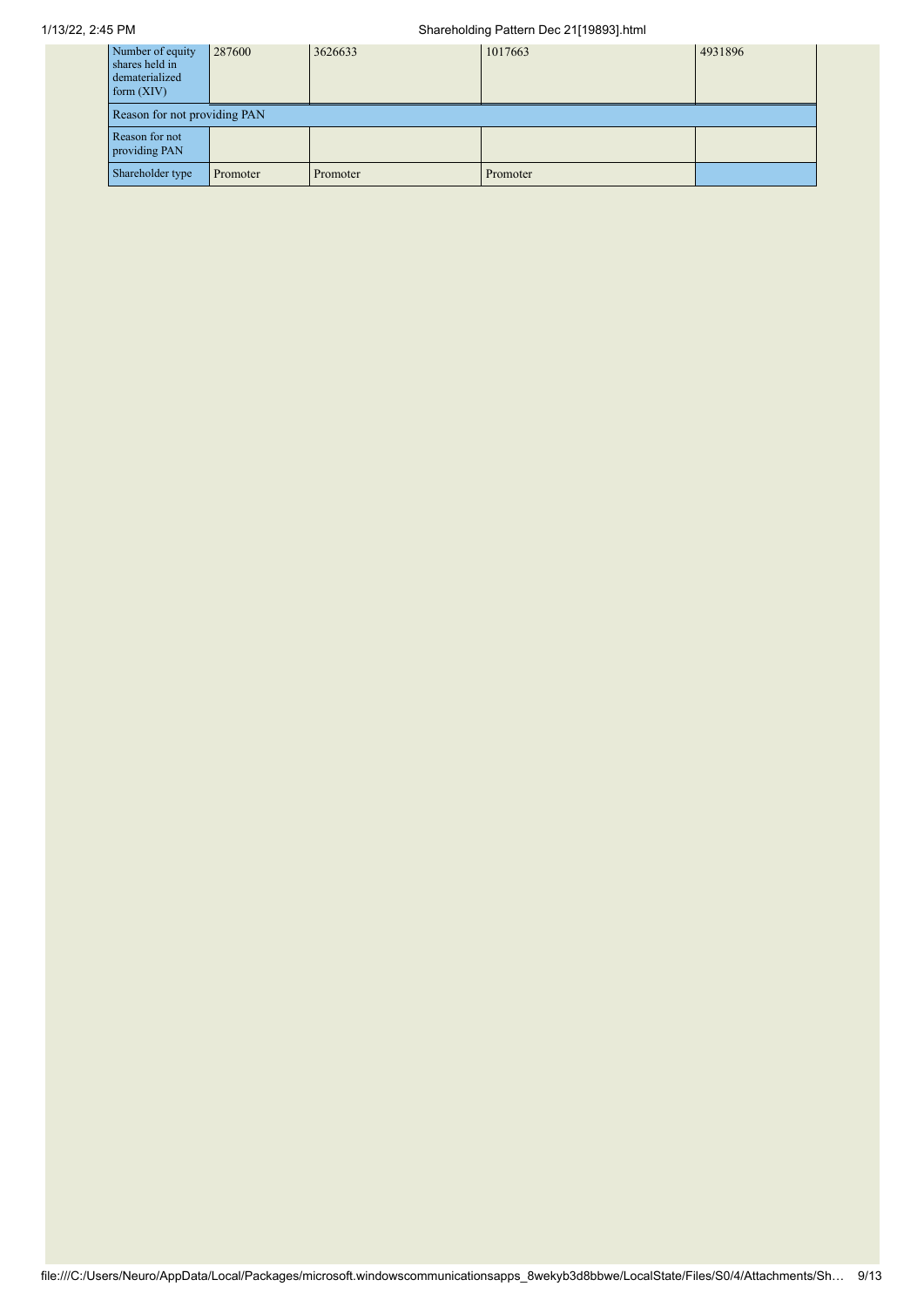| Number of equity shares held in dematerialized form (XIV) | 287600 | 3626633 | 1017663 | 4931896 |
|---|---|---|---|---|
| Reason for not providing PAN | | | | |
| Reason for not providing PAN | | | | |
| Shareholder type | Promoter | Promoter | Promoter | |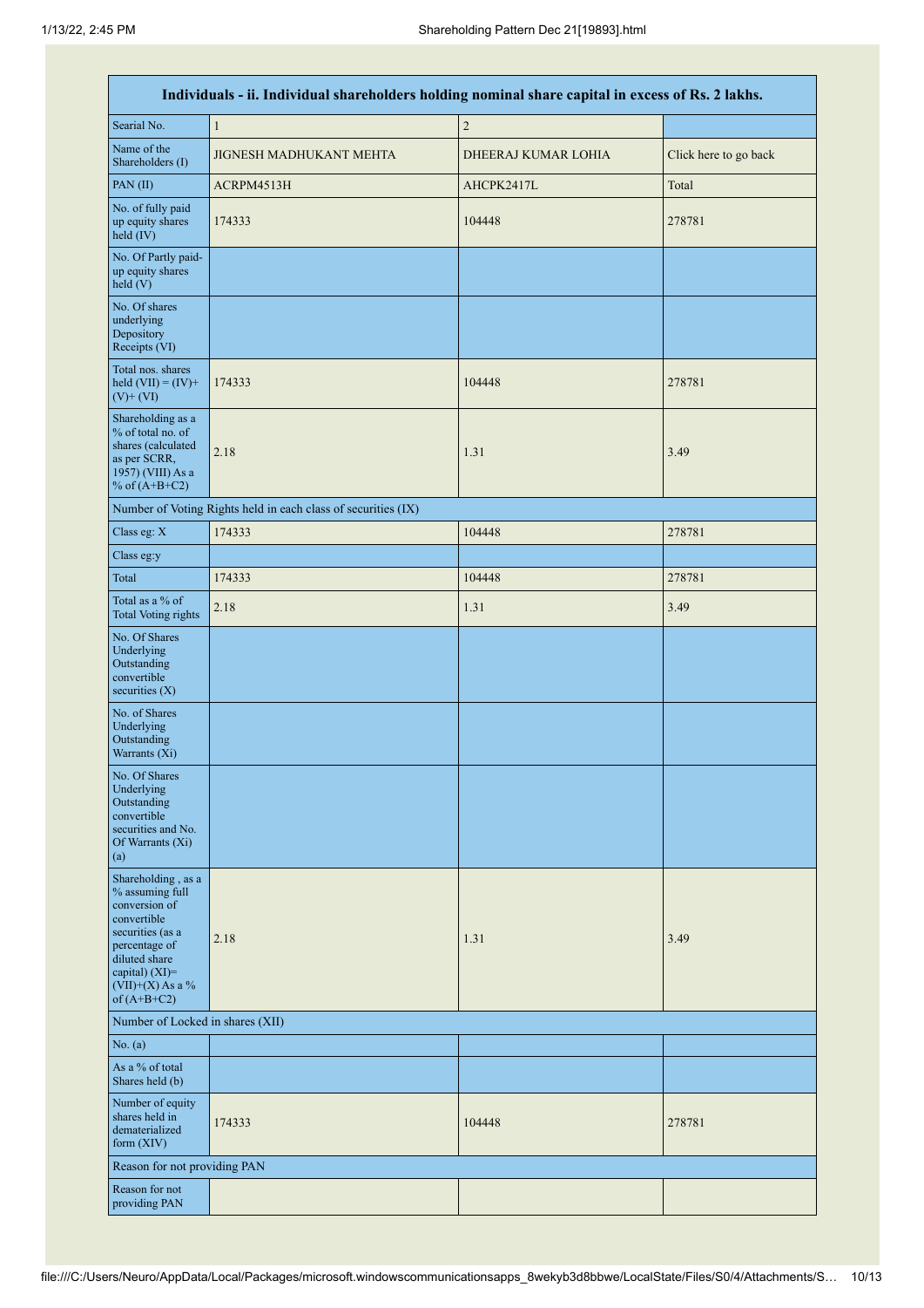| Individuals - ii. Individual shareholders holding nominal share capital in excess of Rs. 2 lakhs. | | | |
|---|---|---|---|
| Searial No. | 1 | 2 | |
| Name of the Shareholders (I) | JIGNESH MADHUKANT MEHTA | DHEERAJ KUMAR LOHIA | Click here to go back |
| PAN (II) | ACRPM4513H | AHCPK2417L | Total |
| No. of fully paid up equity shares held (IV) | 174333 | 104448 | 278781 |
| No. Of Partly paid-up equity shares held (V) | | | |
| No. Of shares underlying Depository Receipts (VI) | | | |
| Total nos. shares held (VII) = (IV)+ (V)+ (VI) | 174333 | 104448 | 278781 |
| Shareholding as a % of total no. of shares (calculated as per SCRR, 1957) (VIII) As a % of (A+B+C2) | 2.18 | 1.31 | 3.49 |
| Number of Voting Rights held in each class of securities (IX) | | | |
| Class eg: X | 174333 | 104448 | 278781 |
| Class eg:y | | | |
| Total | 174333 | 104448 | 278781 |
| Total as a % of Total Voting rights | 2.18 | 1.31 | 3.49 |
| No. Of Shares Underlying Outstanding convertible securities (X) | | | |
| No. of Shares Underlying Outstanding Warrants (Xi) | | | |
| No. Of Shares Underlying Outstanding convertible securities and No. Of Warrants (Xi) (a) | | | |
| Shareholding , as a % assuming full conversion of convertible securities (as a percentage of diluted share capital) (XI)= (VII)+(X) As a % of (A+B+C2) | 2.18 | 1.31 | 3.49 |
| Number of Locked in shares (XII) | | | |
| No. (a) | | | |
| As a % of total Shares held (b) | | | |
| Number of equity shares held in dematerialized form (XIV) | 174333 | 104448 | 278781 |
| Reason for not providing PAN | | | |
| Reason for not providing PAN | | | |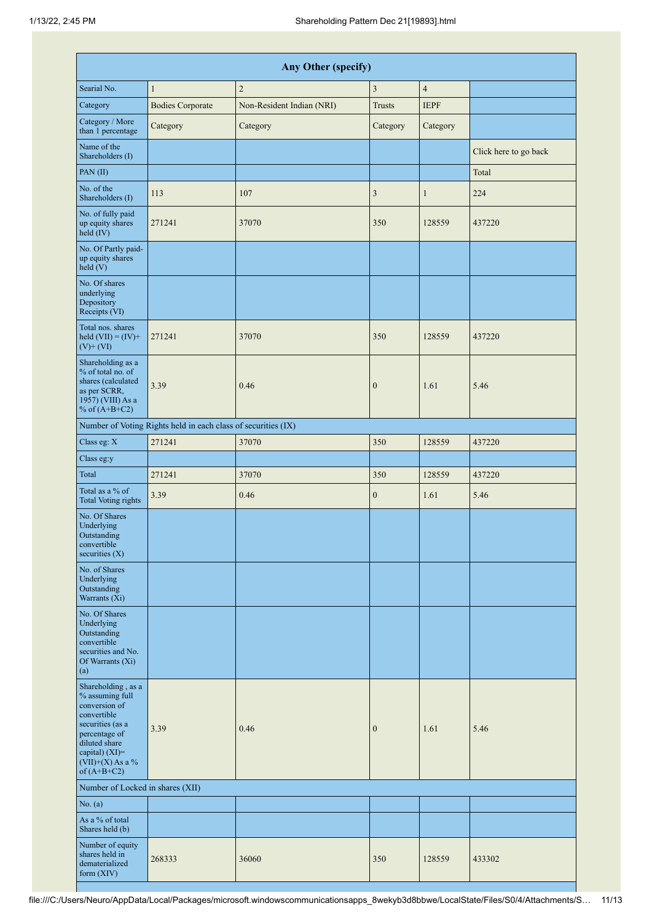| Any Other (specify) | | | | | |
|---|---|---|---|---|---|
| Searial No. | 1 | 2 | 3 | 4 | |
| Category | Bodies Corporate | Non-Resident Indian (NRI) | Trusts | IEPF | |
| Category / More than 1 percentage | Category | Category | Category | Category | |
| Name of the Shareholders (I) | | | | | Click here to go back |
| PAN (II) | | | | | Total |
| No. of the Shareholders (I) | 113 | 107 | 3 | 1 | 224 |
| No. of fully paid up equity shares held (IV) | 271241 | 37070 | 350 | 128559 | 437220 |
| No. Of Partly paid-up equity shares held (V) | | | | | |
| No. Of shares underlying Depository Receipts (VI) | | | | | |
| Total nos. shares held (VII) = (IV)+ (V)+ (VI) | 271241 | 37070 | 350 | 128559 | 437220 |
| Shareholding as a % of total no. of shares (calculated as per SCRR, 1957) (VIII) As a % of (A+B+C2) | 3.39 | 0.46 | 0 | 1.61 | 5.46 |
| Number of Voting Rights held in each class of securities (IX) | | | | | |
| Class eg: X | 271241 | 37070 | 350 | 128559 | 437220 |
| Class eg:y | | | | | |
| Total | 271241 | 37070 | 350 | 128559 | 437220 |
| Total as a % of Total Voting rights | 3.39 | 0.46 | 0 | 1.61 | 5.46 |
| No. Of Shares Underlying Outstanding convertible securities (X) | | | | | |
| No. of Shares Underlying Outstanding Warrants (Xi) | | | | | |
| No. Of Shares Underlying Outstanding convertible securities and No. Of Warrants (Xi) (a) | | | | | |
| Shareholding , as a % assuming full conversion of convertible securities (as a percentage of diluted share capital) (XI)= (VII)+(X) As a % of (A+B+C2) | 3.39 | 0.46 | 0 | 1.61 | 5.46 |
| Number of Locked in shares (XII) | | | | | |
| No. (a) | | | | | |
| As a % of total Shares held (b) | | | | | |
| Number of equity shares held in dematerialized form (XIV) | 268333 | 36060 | 350 | 128559 | 433302 |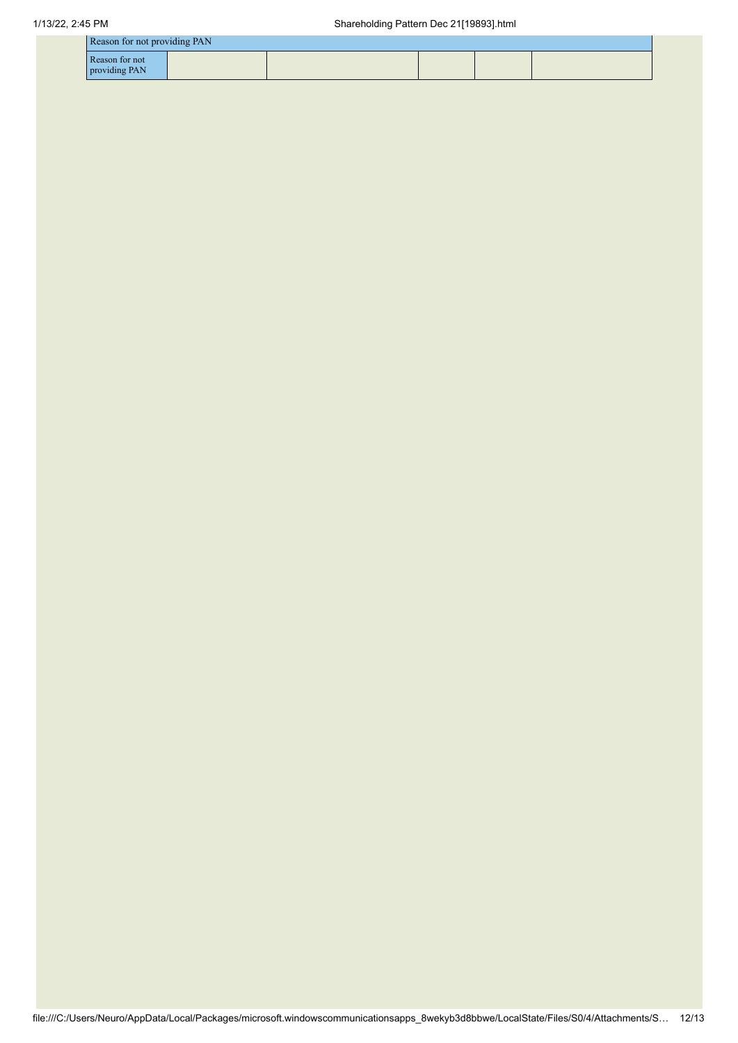| Reason for not providing PAN | | | | | |
|---|---|---|---|---|---|
| Reason for not providing PAN | | | | | |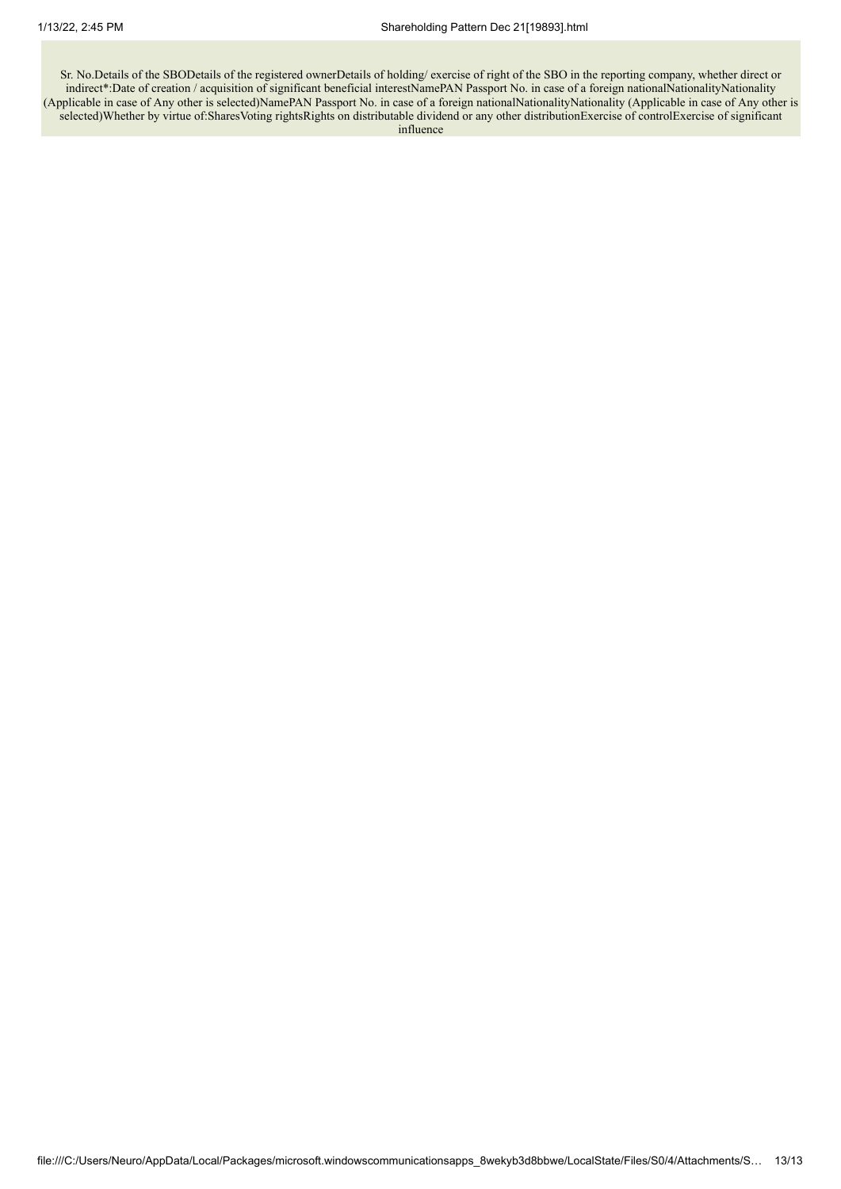Sr. No.Details of the SBODetails of the registered ownerDetails of holding/ exercise of right of the SBO in the reporting company, whether direct or indirect*:Date of creation / acquisition of significant beneficial interestNamePAN Passport No. in case of a foreign nationalNationalityNationality (Applicable in case of Any other is selected)NamePAN Passport No. in case of a foreign nationalNationalityNationality (Applicable in case of Any other is selected)Whether by virtue of:SharesVoting rightsRights on distributable dividend or any other distributionExercise of controlExercise of significant influence